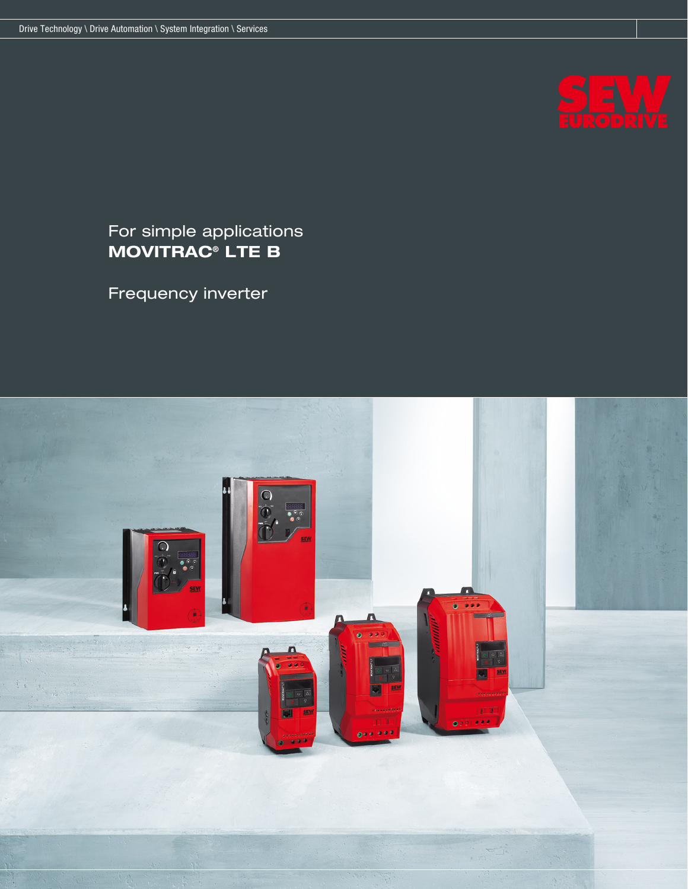Drive Technology \ Drive Automation \ System Integration \ Services

SEW EURODRIVE

For simple applications

# MOVITRAC® LTE B

Frequency inverter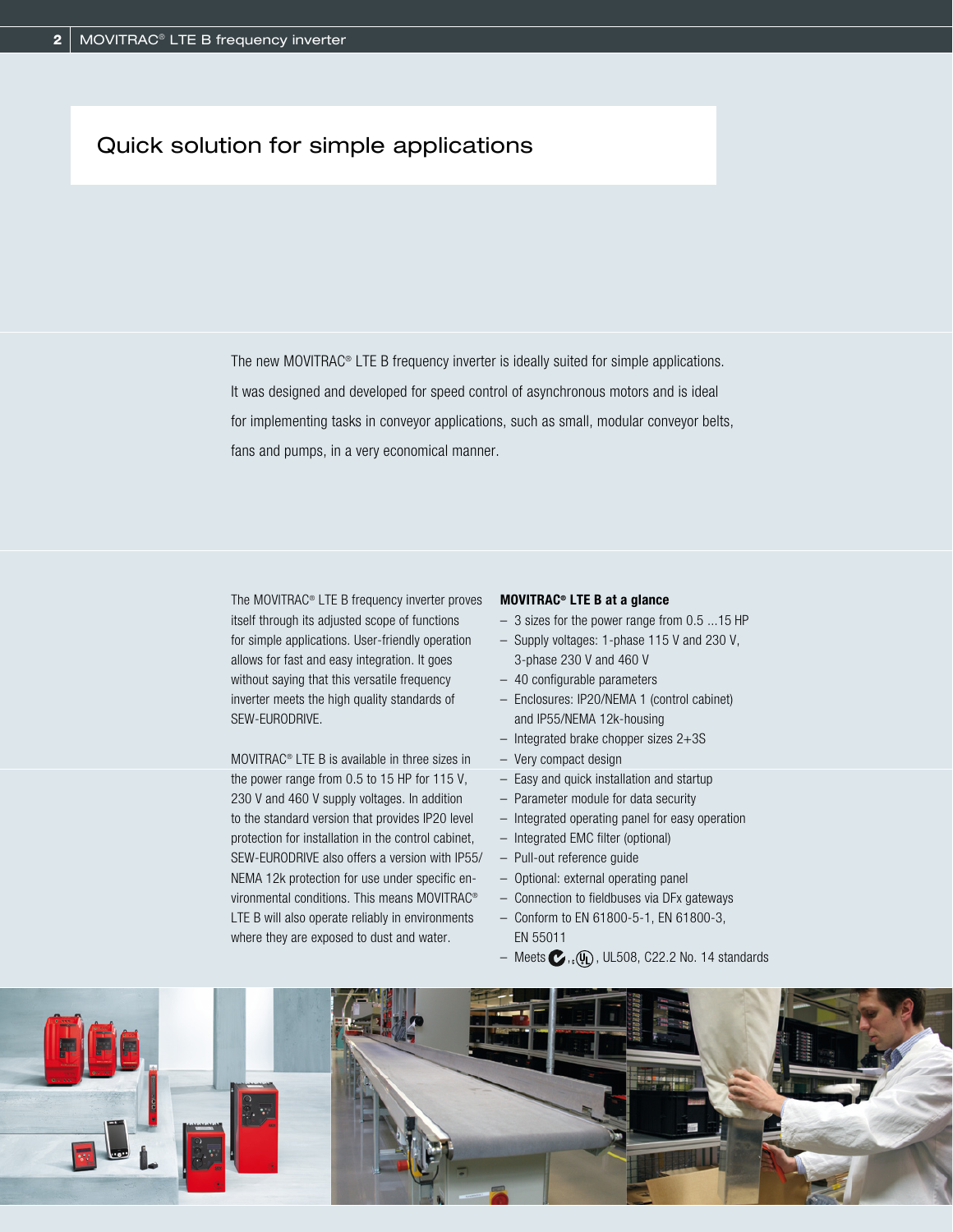# Quick solution for simple applications

The new MOVITRAC® LTE B frequency inverter is ideally suited for simple applications. It was designed and developed for speed control of asynchronous motors and is ideal for implementing tasks in conveyor applications, such as small, modular conveyor belts, fans and pumps, in a very economical manner.

The MOVITRAC® LTE B frequency inverter proves itself through its adjusted scope of functions for simple applications. User-friendly operation allows for fast and easy integration. It goes without saying that this versatile frequency inverter meets the high quality standards of SEW-EURODRIVE.

MOVITRAC® LTE B is available in three sizes in the power range from 0.5 to 15 HP for 115 V, 230 V and 460 V supply voltages. In addition to the standard version that provides IP20 level protection for installation in the control cabinet, SEW-EURODRIVE also offers a version with IP55/ NEMA 12k protection for use under specific environmental conditions. This means MOVITRAC® LTE B will also operate reliably in environments where they are exposed to dust and water.

**MOVITRAC® LTE B at a glance**

- 3 sizes for the power range from 0.5 ...15 HP
- Supply voltages: 1-phase 115 V and 230 V, 3-phase 230 V and 460 V
- 40 configurable parameters
- Enclosures: IP20/NEMA 1 (control cabinet) and IP55/NEMA 12k-housing
- Integrated brake chopper sizes 2+3S
- Very compact design
- Easy and quick installation and startup
- Parameter module for data security
- Integrated operating panel for easy operation
- Integrated EMC filter (optional)
- Pull-out reference guide
- Optional: external operating panel
- Connection to fieldbuses via DFx gateways
- Conform to EN 61800-5-1, EN 61800-3, EN 55011
- Meets CSA, UL, UL508, C22.2 No. 14 standards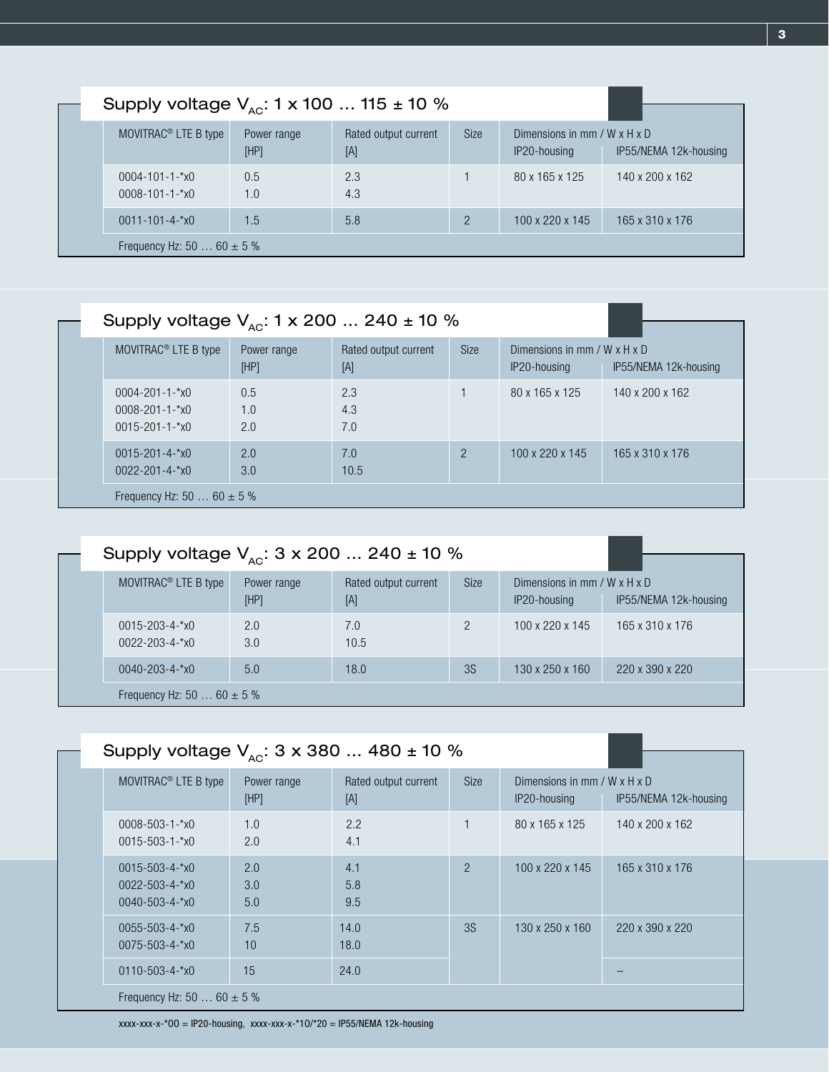## Supply voltage $V_{AC}$: 1 x 100 ... 115 ± 10 %

| MOVITRAC® LTE B type | Power range [HP] | Rated output current [A] | Size | Dimensions in mm / W x H x D IP20-housing | IP55/NEMA 12k-housing |
|---|---|---|---|---|---|
| 0004-101-1-*x0<br>0008-101-1-*x0 | 0.5<br>1.0 | 2.3<br>4.3 | 1 | 80 x 165 x 125 | 140 x 200 x 162 |
| 0011-101-4-*x0 | 1.5 | 5.8 | 2 | 100 x 220 x 145 | 165 x 310 x 176 |
| Frequency Hz: 50 … 60 ± 5 % | | | | | |

## Supply voltage $V_{AC}$: 1 x 200 ... 240 ± 10 %

| MOVITRAC® LTE B type | Power range [HP] | Rated output current [A] | Size | Dimensions in mm / W x H x D IP20-housing | IP55/NEMA 12k-housing |
|---|---|---|---|---|---|
| 0004-201-1-*x0<br>0008-201-1-*x0<br>0015-201-1-*x0 | 0.5<br>1.0<br>2.0 | 2.3<br>4.3<br>7.0 | 1 | 80 x 165 x 125 | 140 x 200 x 162 |
| 0015-201-4-*x0<br>0022-201-4-*x0 | 2.0<br>3.0 | 7.0<br>10.5 | 2 | 100 x 220 x 145 | 165 x 310 x 176 |
| Frequency Hz: 50 … 60 ± 5 % | | | | | |

## Supply voltage $V_{AC}$: 3 x 200 ... 240 ± 10 %

| MOVITRAC® LTE B type | Power range [HP] | Rated output current [A] | Size | Dimensions in mm / W x H x D IP20-housing | IP55/NEMA 12k-housing |
|---|---|---|---|---|---|
| 0015-203-4-*x0<br>0022-203-4-*x0 | 2.0<br>3.0 | 7.0<br>10.5 | 2 | 100 x 220 x 145 | 165 x 310 x 176 |
| 0040-203-4-*x0 | 5.0 | 18.0 | 3S | 130 x 250 x 160 | 220 x 390 x 220 |
| Frequency Hz: 50 … 60 ± 5 % | | | | | |

## Supply voltage $V_{AC}$: 3 x 380 ... 480 ± 10 %

| MOVITRAC® LTE B type | Power range [HP] | Rated output current [A] | Size | Dimensions in mm / W x H x D IP20-housing | IP55/NEMA 12k-housing |
|---|---|---|---|---|---|
| 0008-503-1-*x0<br>0015-503-1-*x0 | 1.0<br>2.0 | 2.2<br>4.1 | 1 | 80 x 165 x 125 | 140 x 200 x 162 |
| 0015-503-4-*x0<br>0022-503-4-*x0<br>0040-503-4-*x0 | 2.0<br>3.0<br>5.0 | 4.1<br>5.8<br>9.5 | 2 | 100 x 220 x 145 | 165 x 310 x 176 |
| 0055-503-4-*x0<br>0075-503-4-*x0 | 7.5<br>10 | 14.0<br>18.0 | 3S | 130 x 250 x 160 | 220 x 390 x 220 |
| 0110-503-4-*x0 | 15 | 24.0 | | | – |
| Frequency Hz: 50 … 60 ± 5 % | | | | | |

xxxx-xxx-x-*00 = IP20-housing, xxxx-xxx-x-*10/*20 = IP55/NEMA 12k-housing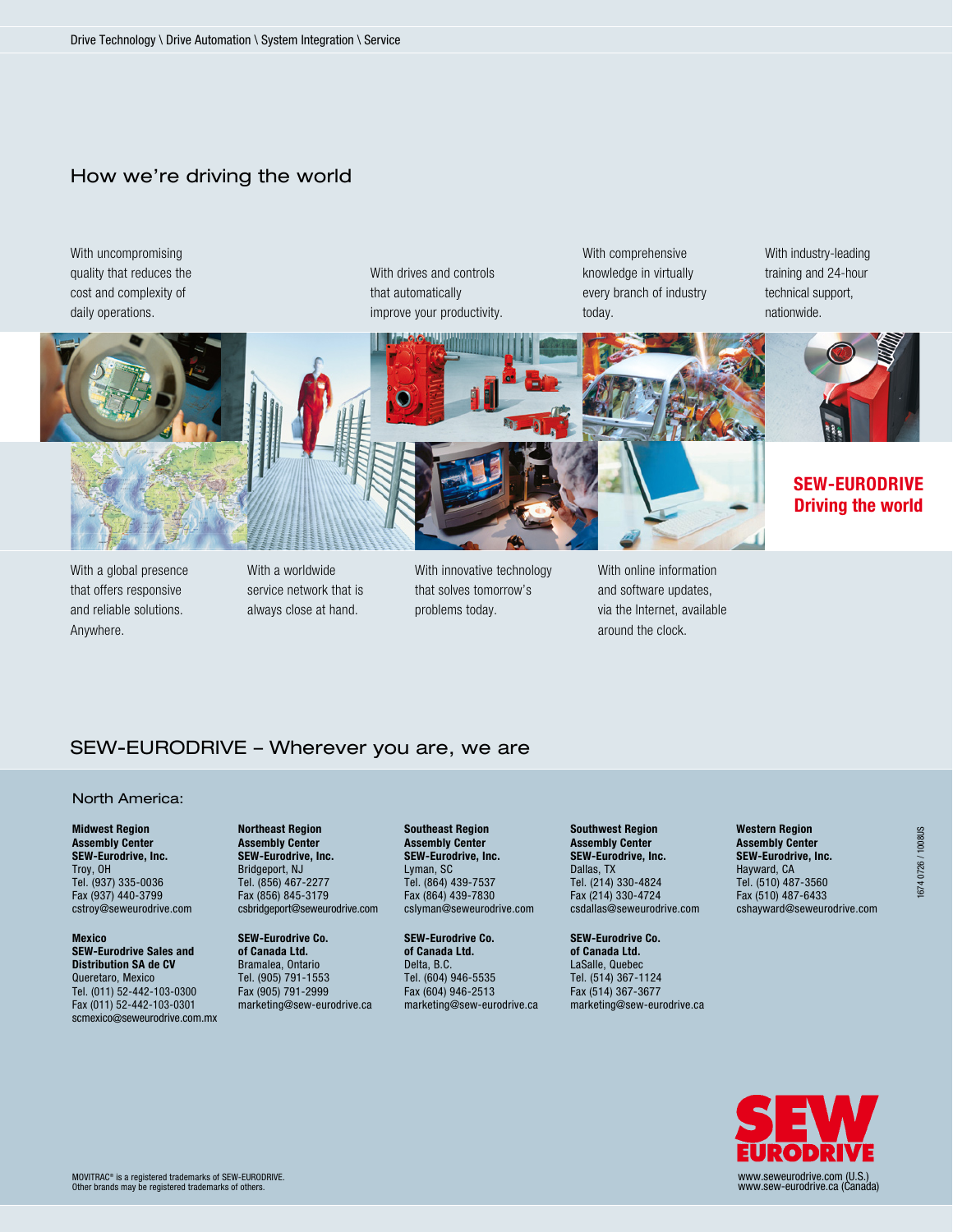Drive Technology \ Drive Automation \ System Integration \ Service

## How we're driving the world

With uncompromising quality that reduces the cost and complexity of daily operations.

With drives and controls that automatically improve your productivity.

With comprehensive knowledge in virtually every branch of industry today.

With industry-leading training and 24-hour technical support, nationwide.

**SEW-EURODRIVE Driving the world**

With a global presence that offers responsive and reliable solutions. Anywhere.

With a worldwide service network that is always close at hand.

With innovative technology that solves tomorrow's problems today.

With online information and software updates, via the Internet, available around the clock.

## SEW-EURODRIVE – Wherever you are, we are

### North America:

**Midwest Region Assembly Center SEW-Eurodrive, Inc.**
Troy, OH
Tel. (937) 335-0036
Fax (937) 440-3799
cstroy@seweurodrive.com

**Northeast Region Assembly Center SEW-Eurodrive, Inc.**
Bridgeport, NJ
Tel. (856) 467-2277
Fax (856) 845-3179
csbridgeport@seweurodrive.com

**Southeast Region Assembly Center SEW-Eurodrive, Inc.**
Lyman, SC
Tel. (864) 439-7537
Fax (864) 439-7830
cslyman@seweurodrive.com

**Southwest Region Assembly Center SEW-Eurodrive, Inc.**
Dallas, TX
Tel. (214) 330-4824
Fax (214) 330-4724
csdallas@seweurodrive.com

**Western Region Assembly Center SEW-Eurodrive, Inc.**
Hayward, CA
Tel. (510) 487-3560
Fax (510) 487-6433
cshayward@seweurodrive.com

**Mexico SEW-Eurodrive Sales and Distribution SA de CV**
Queretaro, Mexico
Tel. (011) 52-442-103-0300
Fax (011) 52-442-103-0301
scmexico@seweurodrive.com.mx

**SEW-Eurodrive Co. of Canada Ltd.**
Bramalea, Ontario
Tel. (905) 791-1553
Fax (905) 791-2999
marketing@sew-eurodrive.ca

**SEW-Eurodrive Co. of Canada Ltd.**
Delta, B.C.
Tel. (604) 946-5535
Fax (604) 946-2513
marketing@sew-eurodrive.ca

**SEW-Eurodrive Co. of Canada Ltd.**
LaSalle, Quebec
Tel. (514) 367-1124
Fax (514) 367-3677
marketing@sew-eurodrive.ca

1674 0726 / 1008US

SEW EURODRIVE

www.seweurodrive.com (U.S.)
www.sew-eurodrive.ca (Canada)

MOVITRAC® is a registered trademarks of SEW-EURODRIVE.
Other brands may be registered trademarks of others.